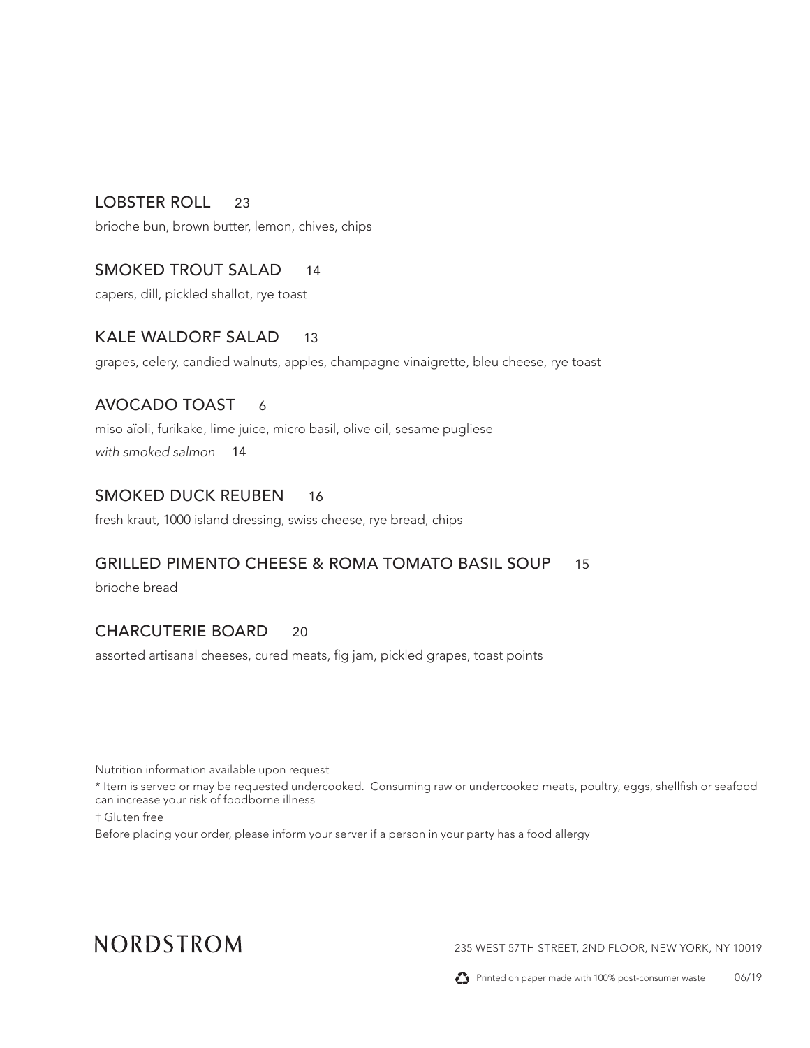## LOBSTER ROLL 23

brioche bun, brown butter, lemon, chives, chips

## SMOKED TROUT SALAD 14

capers, dill, pickled shallot, rye toast

## KALE WALDORF SALAD 13

grapes, celery, candied walnuts, apples, champagne vinaigrette, bleu cheese, rye toast

## AVOCADO TOAST 6

miso aïoli, furikake, lime juice, micro basil, olive oil, sesame pugliese

*with smoked salmon* 14

## SMOKED DUCK REUBEN 16

fresh kraut, 1000 island dressing, swiss cheese, rye bread, chips

## GRILLED PIMENTO CHEESE & ROMA TOMATO BASIL SOUP 15

brioche bread

## CHARCUTERIE BOARD 20

assorted artisanal cheeses, cured meats, fig jam, pickled grapes, toast points

Nutrition information available upon request

* Item is served or may be requested undercooked. Consuming raw or undercooked meats, poultry, eggs, shellfish or seafood can increase your risk of foodborne illness

† Gluten free

Before placing your order, please inform your server if a person in your party has a food allergy

NORDSTROM

235 WEST 57TH STREET, 2ND FLOOR, NEW YORK, NY 10019

Printed on paper made with 100% post-consumer waste 06/19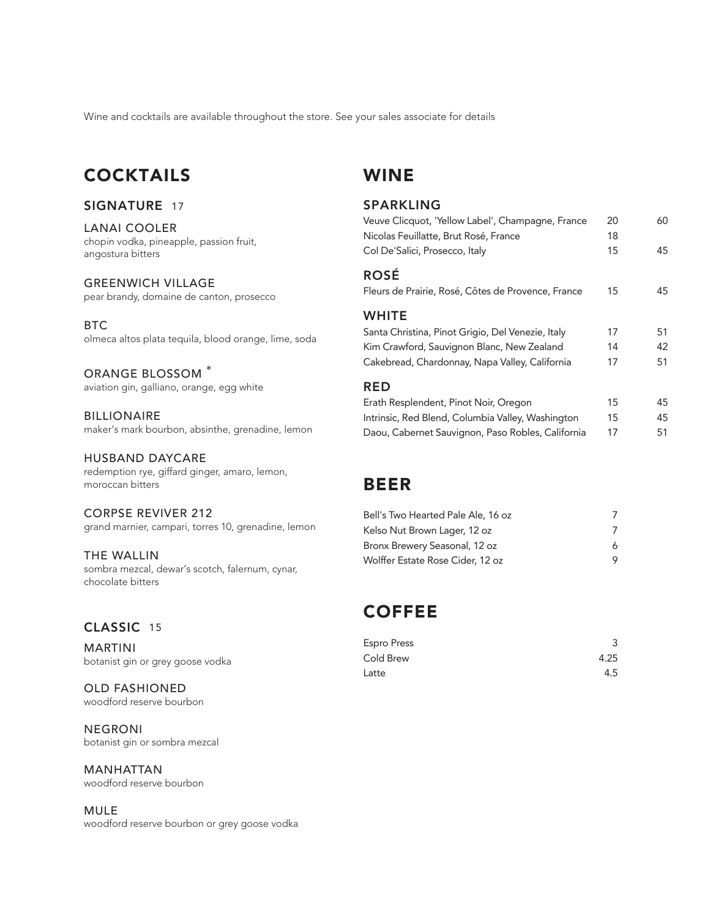Wine and cocktails are available throughout the store. See your sales associate for details

## COCKTAILS

### SIGNATURE 17

LANAI COOLER
chopin vodka, pineapple, passion fruit, angostura bitters

GREENWICH VILLAGE
pear brandy, domaine de canton, prosecco

BTC
olmeca altos plata tequila, blood orange, lime, soda

ORANGE BLOSSOM *
aviation gin, galliano, orange, egg white

BILLIONAIRE
maker's mark bourbon, absinthe, grenadine, lemon

HUSBAND DAYCARE
redemption rye, giffard ginger, amaro, lemon, moroccan bitters

CORPSE REVIVER 212
grand marnier, campari, torres 10, grenadine, lemon

THE WALLIN
sombra mezcal, dewar's scotch, falernum, cynar, chocolate bitters

### CLASSIC 15

MARTINI
botanist gin or grey goose vodka

OLD FASHIONED
woodford reserve bourbon

NEGRONI
botanist gin or sombra mezcal

MANHATTAN
woodford reserve bourbon

MULE
woodford reserve bourbon or grey goose vodka

## WINE

### SPARKLING

| | | |
|---|---|---|
| Veuve Clicquot, 'Yellow Label', Champagne, France | 20 | 60 |
| Nicolas Feuillatte, Brut Rosé, France | 18 | |
| Col De'Salici, Prosecco, Italy | 15 | 45 |

### ROSÉ

| | | |
|---|---|---|
| Fleurs de Prairie, Rosé, Côtes de Provence, France | 15 | 45 |

### WHITE

| | | |
|---|---|---|
| Santa Christina, Pinot Grigio, Del Venezie, Italy | 17 | 51 |
| Kim Crawford, Sauvignon Blanc, New Zealand | 14 | 42 |
| Cakebread, Chardonnay, Napa Valley, California | 17 | 51 |

### RED

| | | |
|---|---|---|
| Erath Resplendent, Pinot Noir, Oregon | 15 | 45 |
| Intrinsic, Red Blend, Columbia Valley, Washington | 15 | 45 |
| Daou, Cabernet Sauvignon, Paso Robles, California | 17 | 51 |

## BEER

| | |
|---|---|
| Bell's Two Hearted Pale Ale, 16 oz | 7 |
| Kelso Nut Brown Lager, 12 oz | 7 |
| Bronx Brewery Seasonal, 12 oz | 6 |
| Wolffer Estate Rose Cider, 12 oz | 9 |

## COFFEE

| | |
|---|---|
| Espro Press | 3 |
| Cold Brew | 4.25 |
| Latte | 4.5 |